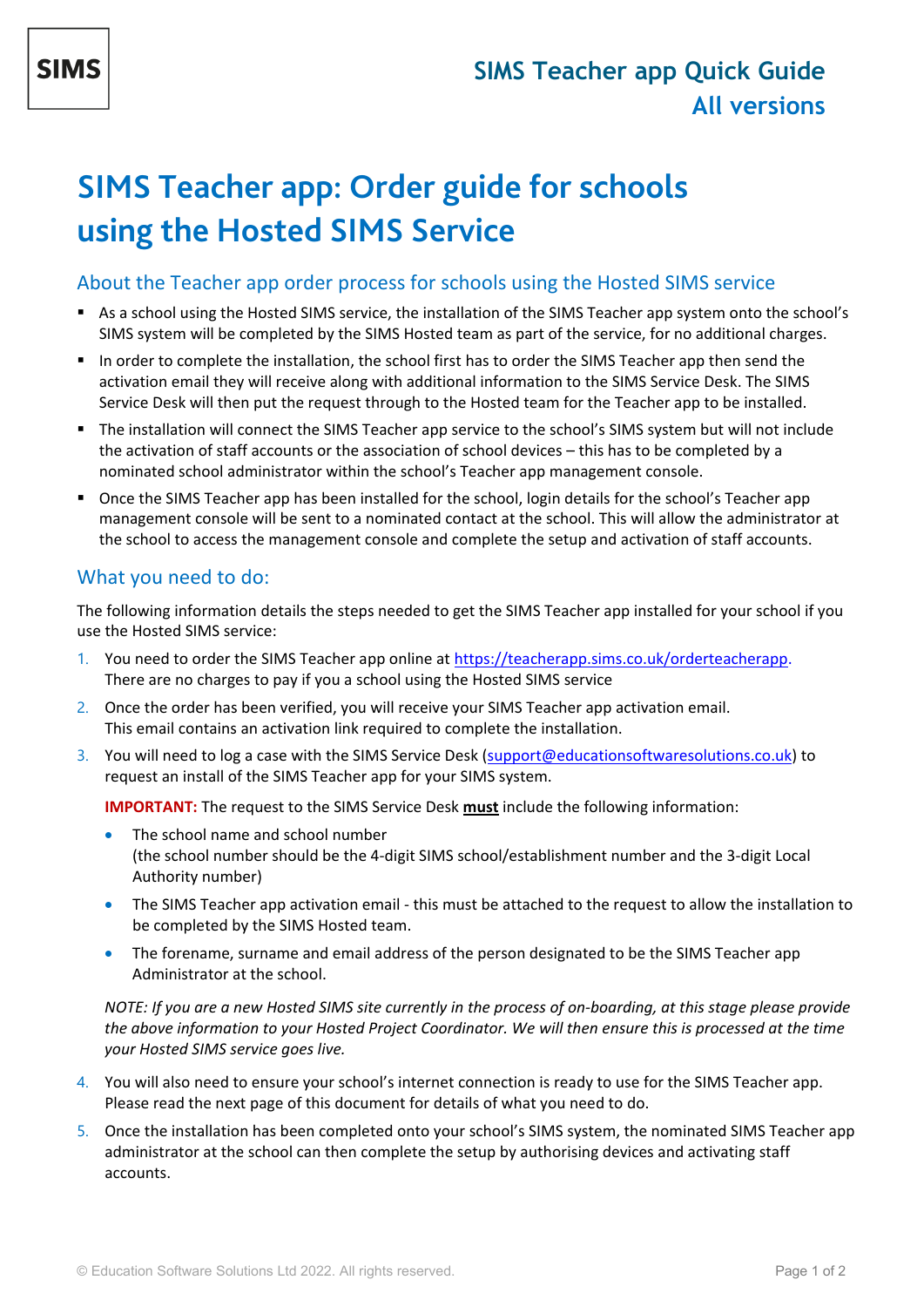SIMS

SIMS Teacher app Quick Guide
All versions

# SIMS Teacher app: Order guide for schools using the Hosted SIMS Service

## About the Teacher app order process for schools using the Hosted SIMS service

- As a school using the Hosted SIMS service, the installation of the SIMS Teacher app system onto the school's SIMS system will be completed by the SIMS Hosted team as part of the service, for no additional charges.
- In order to complete the installation, the school first has to order the SIMS Teacher app then send the activation email they will receive along with additional information to the SIMS Service Desk. The SIMS Service Desk will then put the request through to the Hosted team for the Teacher app to be installed.
- The installation will connect the SIMS Teacher app service to the school's SIMS system but will not include the activation of staff accounts or the association of school devices – this has to be completed by a nominated school administrator within the school's Teacher app management console.
- Once the SIMS Teacher app has been installed for the school, login details for the school's Teacher app management console will be sent to a nominated contact at the school. This will allow the administrator at the school to access the management console and complete the setup and activation of staff accounts.

## What you need to do:

The following information details the steps needed to get the SIMS Teacher app installed for your school if you use the Hosted SIMS service:

1. You need to order the SIMS Teacher app online at https://teacherapp.sims.co.uk/orderteacherapp.
   There are no charges to pay if you a school using the Hosted SIMS service
2. Once the order has been verified, you will receive your SIMS Teacher app activation email.
   This email contains an activation link required to complete the installation.
3. You will need to log a case with the SIMS Service Desk (support@educationsoftwaresolutions.co.uk) to request an install of the SIMS Teacher app for your SIMS system.

   **IMPORTANT:** The request to the SIMS Service Desk **must** include the following information:

   - The school name and school number
     (the school number should be the 4-digit SIMS school/establishment number and the 3-digit Local Authority number)
   - The SIMS Teacher app activation email - this must be attached to the request to allow the installation to be completed by the SIMS Hosted team.
   - The forename, surname and email address of the person designated to be the SIMS Teacher app Administrator at the school.

   *NOTE: If you are a new Hosted SIMS site currently in the process of on-boarding, at this stage please provide the above information to your Hosted Project Coordinator. We will then ensure this is processed at the time your Hosted SIMS service goes live.*

4. You will also need to ensure your school's internet connection is ready to use for the SIMS Teacher app. Please read the next page of this document for details of what you need to do.
5. Once the installation has been completed onto your school's SIMS system, the nominated SIMS Teacher app administrator at the school can then complete the setup by authorising devices and activating staff accounts.

© Education Software Solutions Ltd 2022. All rights reserved.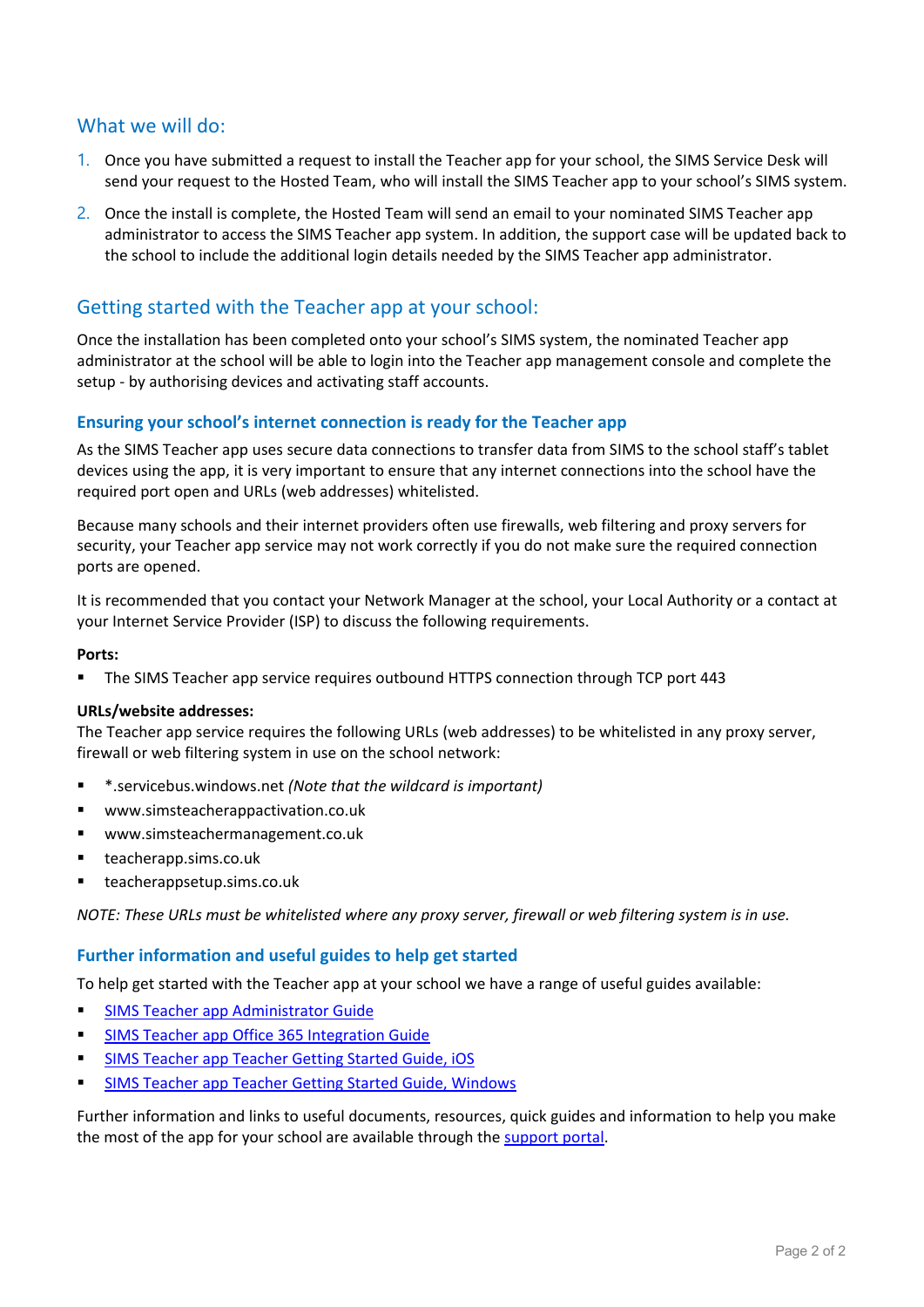## What we will do:

1. Once you have submitted a request to install the Teacher app for your school, the SIMS Service Desk will send your request to the Hosted Team, who will install the SIMS Teacher app to your school's SIMS system.
2. Once the install is complete, the Hosted Team will send an email to your nominated SIMS Teacher app administrator to access the SIMS Teacher app system. In addition, the support case will be updated back to the school to include the additional login details needed by the SIMS Teacher app administrator.

## Getting started with the Teacher app at your school:

Once the installation has been completed onto your school's SIMS system, the nominated Teacher app administrator at the school will be able to login into the Teacher app management console and complete the setup - by authorising devices and activating staff accounts.

### Ensuring your school's internet connection is ready for the Teacher app

As the SIMS Teacher app uses secure data connections to transfer data from SIMS to the school staff's tablet devices using the app, it is very important to ensure that any internet connections into the school have the required port open and URLs (web addresses) whitelisted.

Because many schools and their internet providers often use firewalls, web filtering and proxy servers for security, your Teacher app service may not work correctly if you do not make sure the required connection ports are opened.

It is recommended that you contact your Network Manager at the school, your Local Authority or a contact at your Internet Service Provider (ISP) to discuss the following requirements.

**Ports:**

- The SIMS Teacher app service requires outbound HTTPS connection through TCP port 443

**URLs/website addresses:**
The Teacher app service requires the following URLs (web addresses) to be whitelisted in any proxy server, firewall or web filtering system in use on the school network:

- *.servicebus.windows.net *(Note that the wildcard is important)*
- www.simsteacherappactivation.co.uk
- www.simsteachermanagement.co.uk
- teacherapp.sims.co.uk
- teacherappsetup.sims.co.uk

*NOTE: These URLs must be whitelisted where any proxy server, firewall or web filtering system is in use.*

### Further information and useful guides to help get started

To help get started with the Teacher app at your school we have a range of useful guides available:

- SIMS Teacher app Administrator Guide
- SIMS Teacher app Office 365 Integration Guide
- SIMS Teacher app Teacher Getting Started Guide, iOS
- SIMS Teacher app Teacher Getting Started Guide, Windows

Further information and links to useful documents, resources, quick guides and information to help you make the most of the app for your school are available through the support portal.